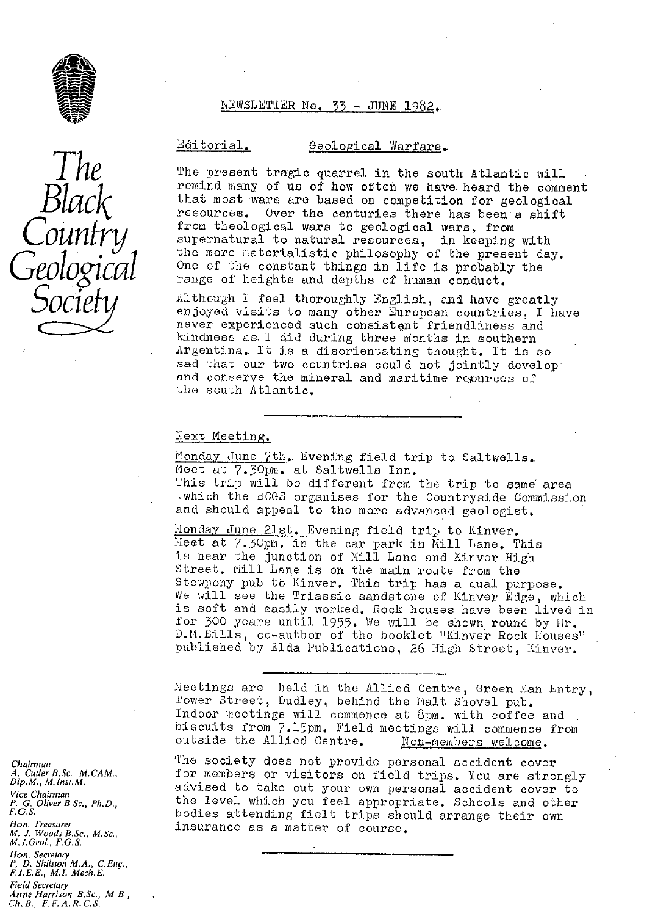# The Black Country Geological Society

## NEWSLETTER No. 33 - JUNE 1982.

### Editorial. Geological Warfare.

The present tragic quarrel in the south Atlantic will remind many of us of how often we have heard the comment that most wars are based on competition for geological resources. Over the centuries there has been a shift from theological wars to geological wars, from supernatural to natural resources, in keeping with the more materialistic philosophy of the present day. One of the constant things in life is probably the range of heights and depths of human conduct.

Although I feel thoroughly English, and have greatly enjoyed visits to many other European countries, I have never experienced such consistent friendliness and kindness as I did during three months in southern Argentina. It is a disorientating thought. It is so sad that our two countries could not jointly develop and conserve the mineral and maritime resources of the south Atlantic.

---

### Next Meeting.

Monday June 7th. Evening field trip to Saltwells. Meet at 7.30pm. at Saltwells Inn. This trip will be different from the trip to same area which the BCGS organises for the Countryside Commission and should appeal to the more advanced geologist.

Monday June 21st. Evening field trip to Kinver. Meet at 7.30pm. in the car park in Mill Lane. This is near the junction of Mill Lane and Kinver High Street. Mill Lane is on the main route from the Stewpony pub to Kinver. This trip has a dual purpose. We will see the Triassic sandstone of Kinver Edge, which is soft and easily worked. Rock houses have been lived in for 300 years until 1955. We will be shown round by Mr. D.M.Bills, co-author of the booklet "Kinver Rock Houses" published by Elda Publications, 26 High Street, Kinver.

---

Meetings are held in the Allied Centre, Green Man Entry, Tower Street, Dudley, behind the Malt Shovel pub. Indoor meetings will commence at 8pm. with coffee and biscuits from 7.15pm. Field meetings will commence from outside the Allied Centre. Non-members welcome.

The society does not provide personal accident cover for members or visitors on field trips. You are strongly advised to take out your own personal accident cover to the level which you feel appropriate. Schools and other bodies attending fielt trips should arrange their own insurance as a matter of course.

---

*Chairman*
*A. Cutler B.Sc., M.CAM., Dip.M., M.Inst.M.*

*Vice Chairman*
*P. G. Oliver B.Sc., Ph.D., F.G.S.*

*Hon. Treasurer*
*M. J. Woods B.Sc., M.Sc., M.I.Geol., F.G.S.*

*Hon. Secretary*
*P. D. Shilston M.A., C.Eng., F.I.E.E., M.I. Mech.E.*

*Field Secretary*
*Anne Harrison B.Sc., M.B., Ch.B., F.F.A.R.C.S.*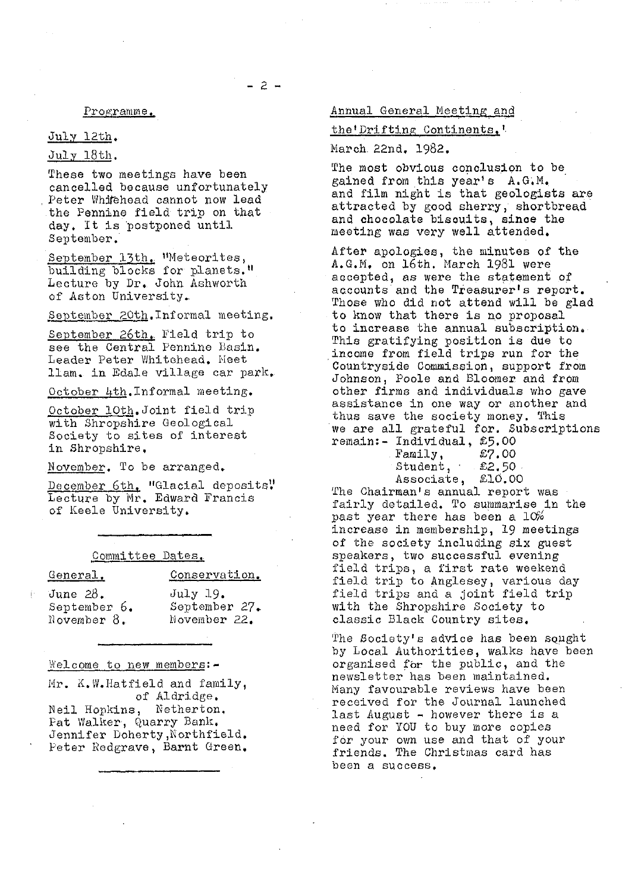## Programme.

**July 12th.**

**July 18th.**

These two meetings have been cancelled because unfortunately Peter Whitehead cannot now lead the Pennine field trip on that day. It is postponed until September.

**September 13th.** "Meteorites, building blocks for planets." Lecture by Dr. John Ashworth of Aston University.

**September 20th.** Informal meeting.

**September 26th.** Field trip to see the Central Pennine Basin. Leader Peter Whitehead. Meet 11am. in Edale village car park.

**October 4th.** Informal meeting.

**October 10th.** Joint field trip with Shropshire Geological Society to sites of interest in Shropshire.

**November.** To be arranged.

**December 6th.** "Glacial deposits" Lecture by Mr. Edward Francis of Keele University.

---

## Committee Dates.

| General. | Conservation. |
|---|---|
| June 28. | July 19. |
| September 6. | September 27. |
| November 8. | November 22. |

---

## Welcome to new members:-

Mr. K.W.Hatfield and family, of Aldridge.
Neil Hopkins, Netherton.
Pat Walker, Quarry Bank.
Jennifer Doherty, Northfield.
Peter Redgrave, Barnt Green.

---

## Annual General Meeting and the 'Drifting Continents.'

March 22nd. 1982.

The most obvious conclusion to be gained from this year's A.G.M. and film night is that geologists are attracted by good sherry, shortbread and chocolate biscuits, since the meeting was very well attended.

After apologies, the minutes of the A.G.M. on 16th. March 1981 were accepted, as were the statement of accounts and the Treasurer's report. Those who did not attend will be glad to know that there is no proposal to increase the annual subscription. This gratifying position is due to income from field trips run for the Countryside Commission, support from Johnson, Poole and Bloomer and from other firms and individuals who gave assistance in one way or another and thus save the society money. This we are all grateful for. Subscriptions remain:- Individual, £5.00
Family, £7.00
Student, £2.50
Associate, £10.00

The Chairman's annual report was fairly detailed. To summarise in the past year there has been a 10% increase in membership, 19 meetings of the society including six guest speakers, two successful evening field trips, a first rate weekend field trip to Anglesey, various day field trips and a joint field trip with the Shropshire Society to classic Black Country sites.

The Society's advice has been sought by Local Authorities, walks have been organised for the public, and the newsletter has been maintained. Many favourable reviews have been received for the Journal launched last August - however there is a need for YOU to buy more copies for your own use and that of your friends. The Christmas card has been a success.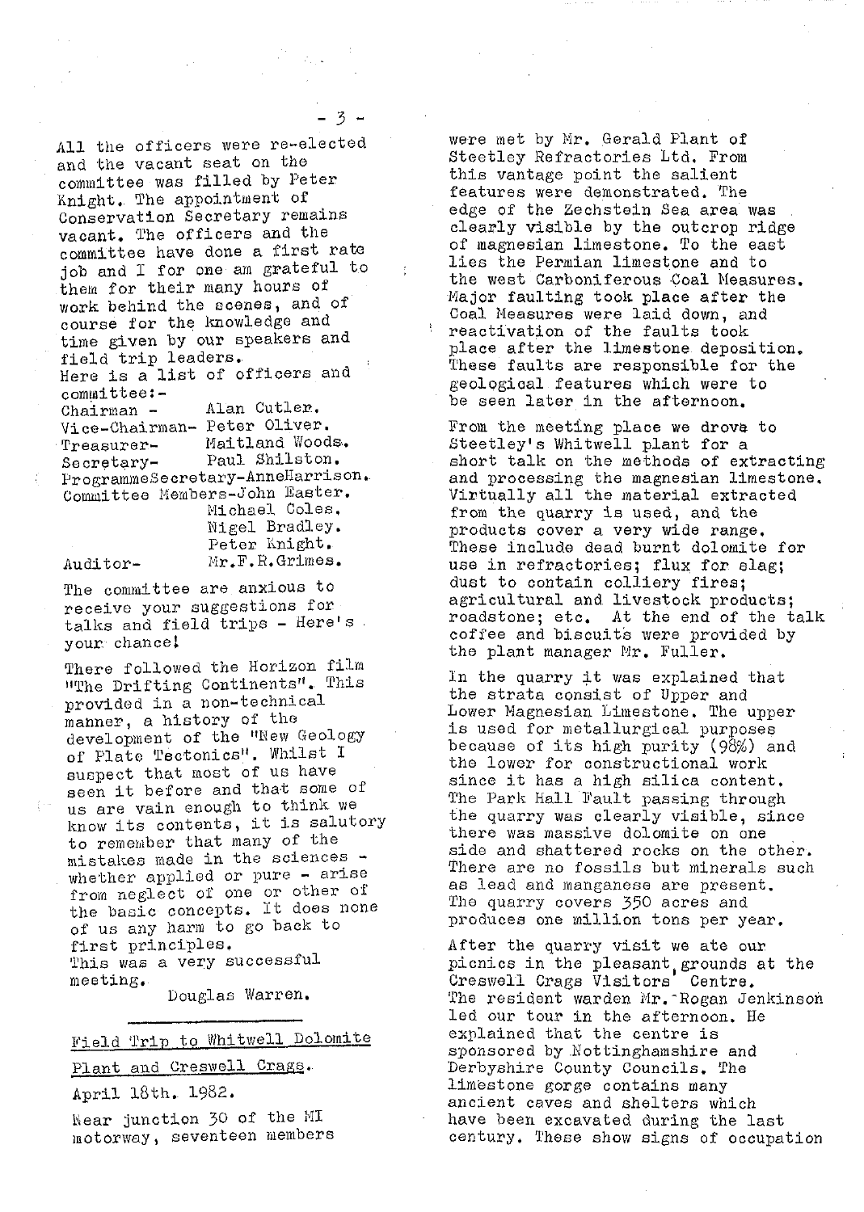All the officers were re-elected and the vacant seat on the committee was filled by Peter Knight. The appointment of Conservation Secretary remains vacant. The officers and the committee have done a first rate job and I for one am grateful to them for their many hours of work behind the scenes, and of course for the knowledge and time given by our speakers and field trip leaders.

Here is a list of officers and committee:-

Chairman - Alan Cutler.
Vice-Chairman- Peter Oliver.
Treasurer- Maitland Woods.
Secretary- Paul Shilston.
ProgrammeSecretary-AnneHarrison.
Committee Members-John Easter.
Michael Coles.
Nigel Bradley.
Peter Knight.
Auditor- Mr.F.R.Grimes.

The committee are anxious to receive your suggestions for talks and field trips - Here's your chance!

There followed the Horizon film "The Drifting Continents". This provided in a non-technical manner, a history of the development of the "New Geology of Plate Tectonics". Whilst I suspect that most of us have seen it before and that some of us are vain enough to think we know its contents, it is salutory to remember that many of the mistakes made in the sciences - whether applied or pure - arise from neglect of one or other of the basic concepts. It does none of us any harm to go back to first principles.
This was a very successful meeting.

Douglas Warren.

---

## Field Trip to Whitwell Dolomite Plant and Creswell Crags.

April 18th. 1982.

Near junction 30 of the MI motorway, seventeen members were met by Mr. Gerald Plant of Steetley Refractories Ltd. From this vantage point the salient features were demonstrated. The edge of the Zechstein Sea area was clearly visible by the outcrop ridge of magnesian limestone. To the east lies the Permian limestone and to the west Carboniferous Coal Measures. Major faulting took place after the Coal Measures were laid down, and reactivation of the faults took place after the limestone deposition. These faults are responsible for the geological features which were to be seen later in the afternoon.

From the meeting place we drove to Steetley's Whitwell plant for a short talk on the methods of extracting and processing the magnesian limestone. Virtually all the material extracted from the quarry is used, and the products cover a very wide range. These include dead burnt dolomite for use in refractories; flux for slag; dust to contain colliery fires; agricultural and livestock products; roadstone; etc. At the end of the talk coffee and biscuits were provided by the plant manager Mr. Fuller.

In the quarry it was explained that the strata consist of Upper and Lower Magnesian Limestone. The upper is used for metallurgical purposes because of its high purity (98%) and the lower for constructional work since it has a high silica content. The Park Hall Fault passing through the quarry was clearly visible, since there was massive dolomite on one side and shattered rocks on the other. There are no fossils but minerals such as lead and manganese are present. The quarry covers 350 acres and produces one million tons per year.

After the quarry visit we ate our picnics in the pleasant grounds at the Creswell Crags Visitors' Centre. The resident warden Mr. Rogan Jenkinson led our tour in the afternoon. He explained that the centre is sponsored by Nottinghamshire and Derbyshire County Councils. The limestone gorge contains many ancient caves and shelters which have been excavated during the last century. These show signs of occupation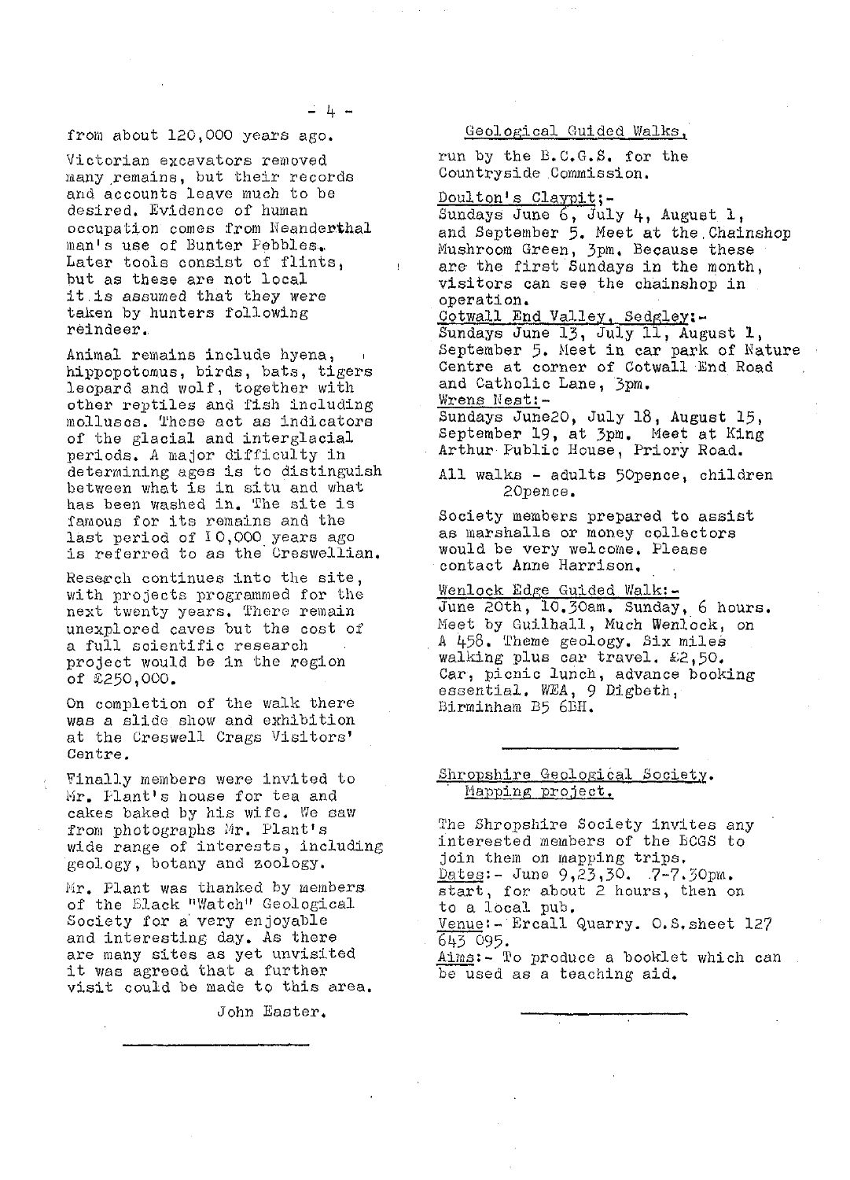from about 120,000 years ago.

Victorian excavators removed many remains, but their records and accounts leave much to be desired. Evidence of human occupation comes from Neanderthal man's use of Bunter Pebbles. Later tools consist of flints, but as these are not local it is assumed that they were taken by hunters following reindeer.

Animal remains include hyena, hippopotomus, birds, bats, tigers leopard and wolf, together with other reptiles and fish including molluscs. These act as indicators of the glacial and interglacial periods. A major difficulty in determining ages is to distinguish between what is in situ and what has been washed in. The site is famous for its remains and the last period of 10,000 years ago is referred to as the Creswellian.

Research continues into the site, with projects programmed for the next twenty years. There remain unexplored caves but the cost of a full scientific research project would be in the region of £250,000.

On completion of the walk there was a slide show and exhibition at the Creswell Crags Visitors' Centre.

Finally members were invited to Mr. Plant's house for tea and cakes baked by his wife. We saw from photographs Mr. Plant's wide range of interests, including geology, botany and zoology.

Mr. Plant was thanked by members of the Black "Watch" Geological Society for a very enjoyable and interesting day. As there are many sites as yet unvisited it was agreed that a further visit could be made to this area.

John Easter.

---

## Geological Guided Walks,

run by the B.C.G.S. for the Countryside Commission.

Doulton's Claypit;-
Sundays June 6, July 4, August 1, and September 5. Meet at the Chainshop Mushroom Green, 3pm. Because these are the first Sundays in the month, visitors can see the chainshop in operation.

Cotwall End Valley, Sedgley:-
Sundays June 13, July 11, August 1, September 5. Meet in car park of Nature Centre at corner of Cotwall End Road and Catholic Lane, 3pm.

Wrens Nest:-
Sundays June20, July 18, August 15, September 19, at 3pm. Meet at King Arthur Public House, Priory Road.

All walks - adults 50pence, children 20pence.

Society members prepared to assist as marshalls or money collectors would be very welcome. Please contact Anne Harrison.

Wenlock Edge Guided Walk:-
June 20th, 10.30am. Sunday, 6 hours. Meet by Guilhall, Much Wenlock, on A 458. Theme geology. Six miles walking plus car travel. £2,50. Car, picnic lunch, advance booking essential. WEA, 9 Digbeth, Birminham B5 6BH.

---

## Shropshire Geological Society. Mapping project.

The Shropshire Society invites any interested members of the BCGS to join them on mapping trips.

Dates:- June 9,23,30. 7-7.30pm. start, for about 2 hours, then on to a local pub.

Venue:- Ercall Quarry. O.S. sheet 127 643 095.

Aims:- To produce a booklet which can be used as a teaching aid.

---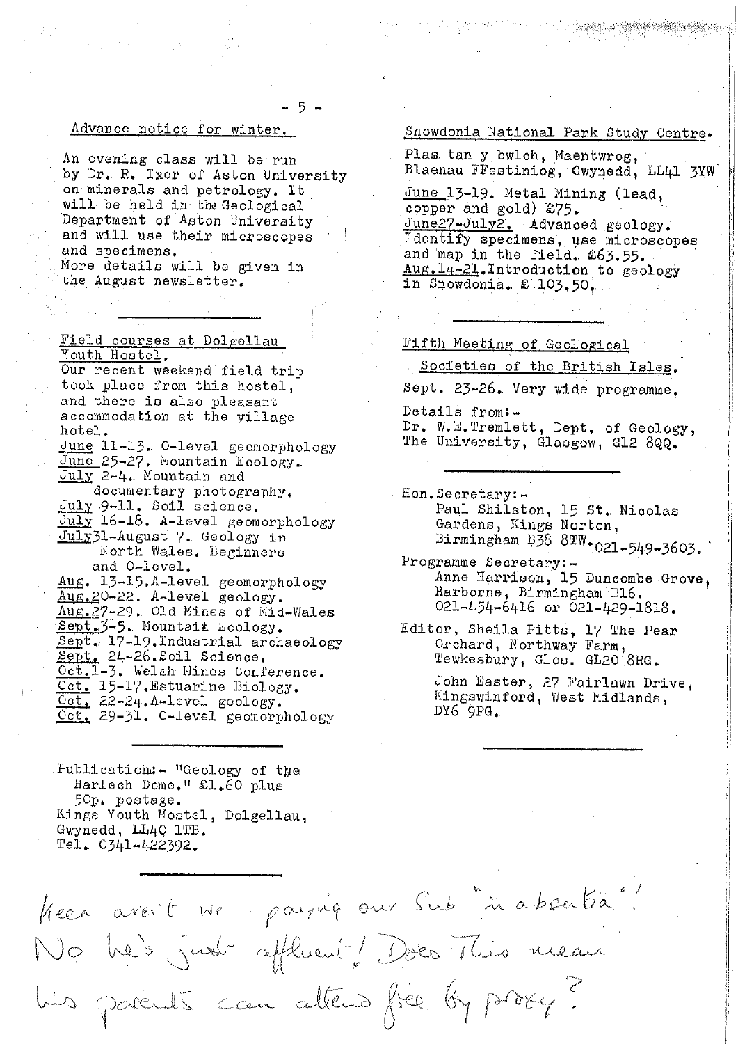## Advance notice for winter.

An evening class will be run by Dr. R. Ixer of Aston University on minerals and petrology. It will be held in the Geological Department of Aston University and will use their microscopes and specimens.
More details will be given in the August newsletter.

## Field courses at Dolgellau Youth Hostel.

Our recent weekend field trip took place from this hostel, and there is also pleasant accommodation at the village hotel.

June 11-13. O-level geomorphology
June 25-27. Mountain Ecology.
July 2-4. Mountain and documentary photography.
July 9-11. Soil science.
July 16-18. A-level geomorphology
July 31-August 7. Geology in North Wales. Beginners and O-level.
Aug. 13-15. A-level geomorphology
Aug. 20-22. A-level geology.
Aug. 27-29. Old Mines of Mid-Wales
Sept. 3-5. Mountain Ecology.
Sept. 17-19. Industrial archaeology
Sept. 24-26. Soil Science.
Oct. 1-3. Welsh Mines Conference.
Oct. 15-17. Estuarine Biology.
Oct. 22-24. A-level geology.
Oct. 29-31. O-level geomorphology

Publication:- "Geology of the Harlech Dome." £1.60 plus 50p. postage.
Kings Youth Hostel, Dolgellau, Gwynedd, LL40 1TB.
Tel. 0341-422392.

## Snowdonia National Park Study Centre.

Plas tan y bwlch, Maentwrog, Blaenau Ffestiniog, Gwynedd, LL41 3YW

June 13-19. Metal Mining (lead, copper and gold) £75.
June 27-July 2. Advanced geology. Identify specimens, use microscopes and map in the field. £63.55.
Aug. 14-21. Introduction to geology in Snowdonia. £ 103.50.

## Fifth Meeting of Geological Societies of the British Isles.

Sept. 23-26. Very wide programme.

Details from:-
Dr. W.E. Tremlett, Dept. of Geology, The University, Glasgow, G12 8QQ.

Hon. Secretary:-
Paul Shilston, 15 St. Nicolas Gardens, Kings Norton, Birmingham B38 8TW. 021-549-3603.

Programme Secretary:-
Anne Harrison, 15 Duncombe Grove, Harborne, Birmingham B16. 021-454-6416 or 021-429-1818.

Editor, Sheila Pitts, 17 The Pear Orchard, Northway Farm, Tewkesbury, Glos. GL20 8RG.

John Easter, 27 Fairlawn Drive, Kingswinford, West Midlands, DY6 9PG.

Keen aren't we - paying our Sub "in absentia"! No he's just affluent! Does this mean his parents can attend free by proxy?